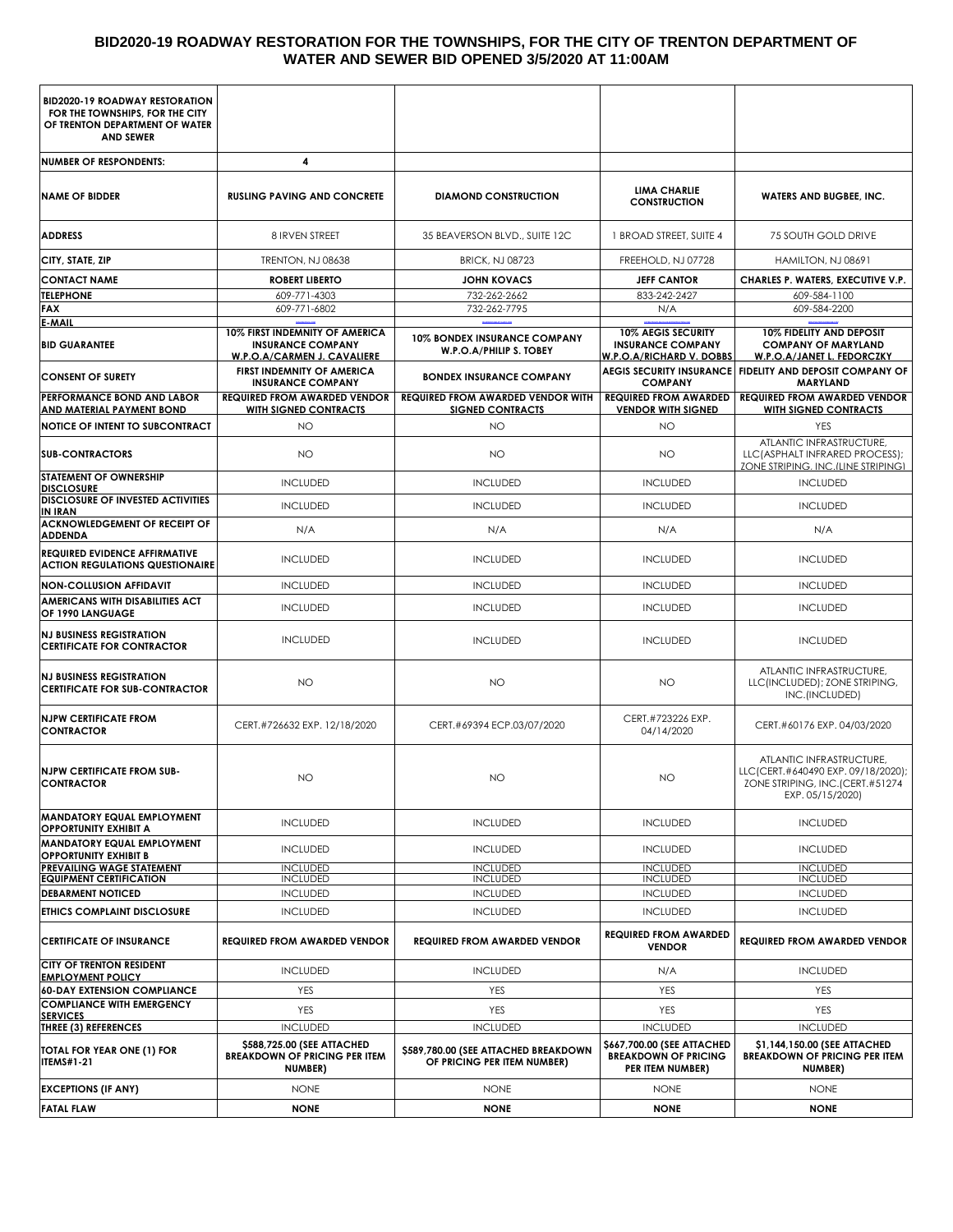# BID2020-19 ROADWAY RESTORATION FOR THE TOWNSHIPS, FOR THE CITY OF TRENTON DEPARTMENT OF WATER AND SEWER BID OPENED 3/5/2020 AT 11:00AM

| BID2020-19 ROADWAY RESTORATION FOR THE TOWNSHIPS, FOR THE CITY OF TRENTON DEPARTMENT OF WATER AND SEWER | | | | |
|---|---|---|---|---|
| **NUMBER OF RESPONDENTS:** | **4** | | | |
| **NAME OF BIDDER** | **RUSLING PAVING AND CONCRETE** | **DIAMOND CONSTRUCTION** | **LIMA CHARLIE CONSTRUCTION** | **WATERS AND BUGBEE, INC.** |
| **ADDRESS** | 8 IRVEN STREET | 35 BEAVERSON BLVD., SUITE 12C | 1 BROAD STREET, SUITE 4 | 75 SOUTH GOLD DRIVE |
| **CITY, STATE, ZIP** | TRENTON, NJ 08638 | BRICK, NJ 08723 | FREEHOLD, NJ 07728 | HAMILTON, NJ 08691 |
| **CONTACT NAME** | **ROBERT LIBERTO** | **JOHN KOVACS** | **JEFF CANTOR** | **CHARLES P. WATERS, EXECUTIVE V.P.** |
| **TELEPHONE** | 609-771-4303 | 732-262-2662 | 833-242-2427 | 609-584-1100 |
| **FAX** | 609-771-6802 | 732-262-7795 | N/A | 609-584-2200 |
| **E-MAIL** | | | | |
| **BID GUARANTEE** | **10% FIRST INDEMNITY OF AMERICA INSURANCE COMPANY W.P.O.A/CARMEN J. CAVALIERE** | **10% BONDEX INSURANCE COMPANY W.P.O.A/PHILIP S. TOBEY** | **10% AEGIS SECURITY INSURANCE COMPANY W.P.O.A/RICHARD V. DOBBS** | **10% FIDELITY AND DEPOSIT COMPANY OF MARYLAND W.P.O.A/JANET L. FEDORCZKY** |
| **CONSENT OF SURETY** | **FIRST INDEMNITY OF AMERICA INSURANCE COMPANY** | **BONDEX INSURANCE COMPANY** | **AEGIS SECURITY INSURANCE COMPANY** | **FIDELITY AND DEPOSIT COMPANY OF MARYLAND** |
| **PERFORMANCE BOND AND LABOR AND MATERIAL PAYMENT BOND** | **REQUIRED FROM AWARDED VENDOR WITH SIGNED CONTRACTS** | **REQUIRED FROM AWARDED VENDOR WITH SIGNED CONTRACTS** | **REQUIRED FROM AWARDED VENDOR WITH SIGNED** | **REQUIRED FROM AWARDED VENDOR WITH SIGNED CONTRACTS** |
| **NOTICE OF INTENT TO SUBCONTRACT** | NO | NO | NO | YES |
| **SUB-CONTRACTORS** | NO | NO | NO | ATLANTIC INFRASTRUCTURE, LLC(ASPHALT INFRARED PROCESS); ZONE STRIPING, INC.(LINE STRIPING) |
| **STATEMENT OF OWNERSHIP DISCLOSURE** | INCLUDED | INCLUDED | INCLUDED | INCLUDED |
| **DISCLOSURE OF INVESTED ACTIVITIES IN IRAN** | INCLUDED | INCLUDED | INCLUDED | INCLUDED |
| **ACKNOWLEDGEMENT OF RECEIPT OF ADDENDA** | N/A | N/A | N/A | N/A |
| **REQUIRED EVIDENCE AFFIRMATIVE ACTION REGULATIONS QUESTIONAIRE** | INCLUDED | INCLUDED | INCLUDED | INCLUDED |
| **NON-COLLUSION AFFIDAVIT** | INCLUDED | INCLUDED | INCLUDED | INCLUDED |
| **AMERICANS WITH DISABILITIES ACT OF 1990 LANGUAGE** | INCLUDED | INCLUDED | INCLUDED | INCLUDED |
| **NJ BUSINESS REGISTRATION CERTIFICATE FOR CONTRACTOR** | INCLUDED | INCLUDED | INCLUDED | INCLUDED |
| **NJ BUSINESS REGISTRATION CERTIFICATE FOR SUB-CONTRACTOR** | NO | NO | NO | ATLANTIC INFRASTRUCTURE, LLC(INCLUDED); ZONE STRIPING, INC.(INCLUDED) |
| **NJPW CERTIFICATE FROM CONTRACTOR** | CERT.#726632 EXP. 12/18/2020 | CERT.#69394 ECP.03/07/2020 | CERT.#723226 EXP. 04/14/2020 | CERT.#60176 EXP. 04/03/2020 |
| **NJPW CERTIFICATE FROM SUB-CONTRACTOR** | NO | NO | NO | ATLANTIC INFRASTRUCTURE, LLC(CERT.#640490 EXP. 09/18/2020); ZONE STRIPING, INC.(CERT.#51274 EXP. 05/15/2020) |
| **MANDATORY EQUAL EMPLOYMENT OPPORTUNITY EXHIBIT A** | INCLUDED | INCLUDED | INCLUDED | INCLUDED |
| **MANDATORY EQUAL EMPLOYMENT OPPORTUNITY EXHIBIT B** | INCLUDED | INCLUDED | INCLUDED | INCLUDED |
| **PREVAILING WAGE STATEMENT** | INCLUDED | INCLUDED | INCLUDED | INCLUDED |
| **EQUIPMENT CERTIFICATION** | INCLUDED | INCLUDED | INCLUDED | INCLUDED |
| **DEBARMENT NOTICED** | INCLUDED | INCLUDED | INCLUDED | INCLUDED |
| **ETHICS COMPLAINT DISCLOSURE** | INCLUDED | INCLUDED | INCLUDED | INCLUDED |
| **CERTIFICATE OF INSURANCE** | **REQUIRED FROM AWARDED VENDOR** | **REQUIRED FROM AWARDED VENDOR** | **REQUIRED FROM AWARDED VENDOR** | **REQUIRED FROM AWARDED VENDOR** |
| **CITY OF TRENTON RESIDENT EMPLOYMENT POLICY** | INCLUDED | INCLUDED | N/A | INCLUDED |
| **60-DAY EXTENSION COMPLIANCE** | YES | YES | YES | YES |
| **COMPLIANCE WITH EMERGENCY SERVICES** | YES | YES | YES | YES |
| **THREE (3) REFERENCES** | INCLUDED | INCLUDED | INCLUDED | INCLUDED |
| **TOTAL FOR YEAR ONE (1) FOR ITEMS#1-21** | **$588,725.00 (SEE ATTACHED BREAKDOWN OF PRICING PER ITEM NUMBER)** | **$589,780.00 (SEE ATTACHED BREAKDOWN OF PRICING PER ITEM NUMBER)** | **$667,700.00 (SEE ATTACHED BREAKDOWN OF PRICING PER ITEM NUMBER)** | **$1,144,150.00 (SEE ATTACHED BREAKDOWN OF PRICING PER ITEM NUMBER)** |
| **EXCEPTIONS (IF ANY)** | NONE | NONE | NONE | NONE |
| **FATAL FLAW** | **NONE** | **NONE** | **NONE** | **NONE** |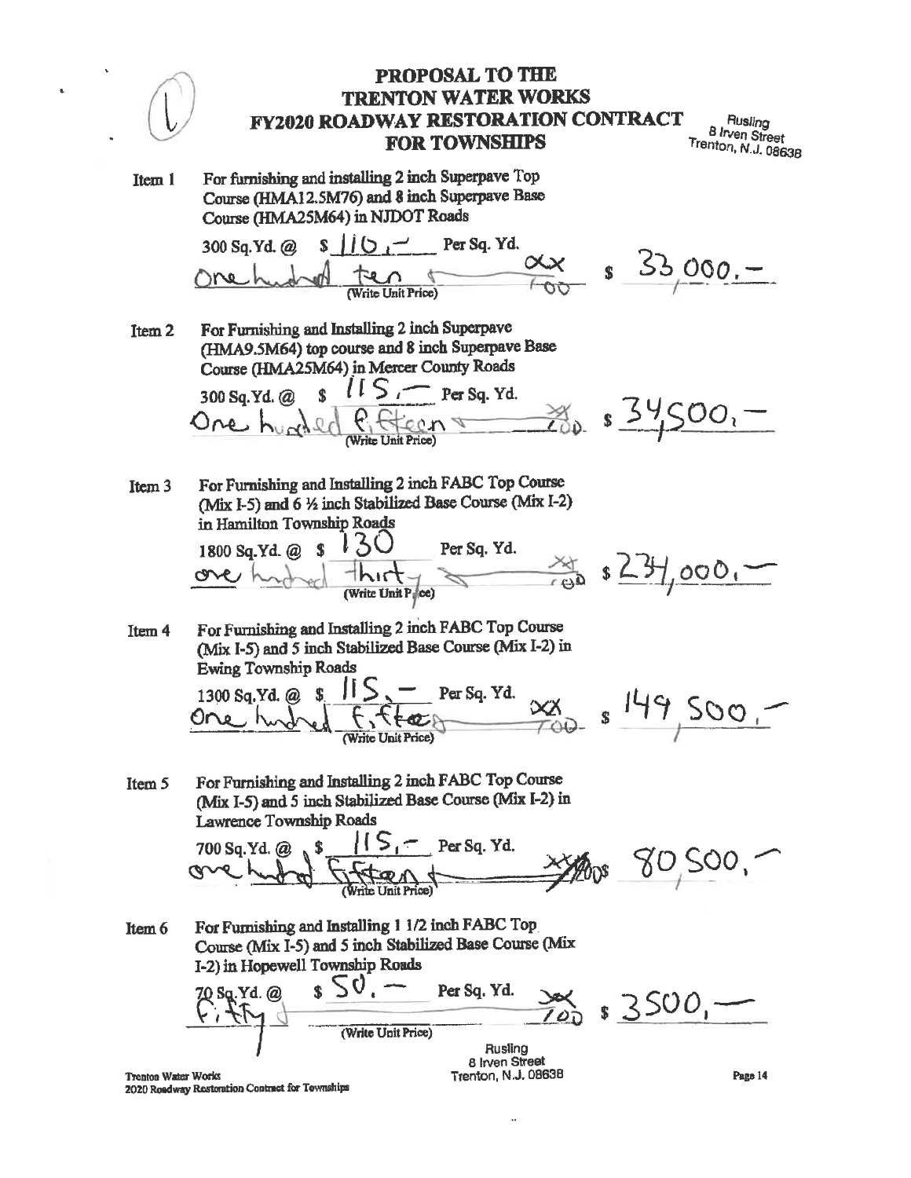# PROPOSAL TO THE TRENTON WATER WORKS FY2020 ROADWAY RESTORATION CONTRACT FOR TOWNSHIPS

Rusling
8 Irven Street
Trenton, N.J. 08638

**Item 1** For furnishing and installing 2 inch Superpave Top Course (HMA12.5M76) and 8 inch Superpave Base Course (HMA25M64) in NJDOT Roads

300 Sq.Yd. @ $ 110.– Per Sq. Yd.

One hundred ten & xx/100 (Write Unit Price) $ 33,000.–

**Item 2** For Furnishing and Installing 2 inch Superpave (HMA9.5M64) top course and 8 inch Superpave Base Course (HMA25M64) in Mercer County Roads

300 Sq.Yd. @ $ 115.– Per Sq. Yd.

One hundred fifteen & xx/100 (Write Unit Price) $ 34,500.–

**Item 3** For Furnishing and Installing 2 inch FABC Top Course (Mix I-5) and 6 ½ inch Stabilized Base Course (Mix I-2) in Hamilton Township Roads

1800 Sq.Yd. @ $ 130 Per Sq. Yd.

one hundred thirty & xx/100 (Write Unit Price) $ 234,000.–

**Item 4** For Furnishing and Installing 2 inch FABC Top Course (Mix I-5) and 5 inch Stabilized Base Course (Mix I-2) in Ewing Township Roads

1300 Sq.Yd. @ $ 115.– Per Sq. Yd.

One hundred fifteen & xx/100 (Write Unit Price) $ 149,500.–

**Item 5** For Furnishing and Installing 2 inch FABC Top Course (Mix I-5) and 5 inch Stabilized Base Course (Mix I-2) in Lawrence Township Roads

700 Sq.Yd. @ $ 115.– Per Sq. Yd.

one hundred fifteen & xx/100 (Write Unit Price) $ 80,500.–

**Item 6** For Furnishing and Installing 1 1/2 inch FABC Top Course (Mix I-5) and 5 inch Stabilized Base Course (Mix I-2) in Hopewell Township Roads

70 Sq.Yd. @ $ 50.– Per Sq. Yd.

Fifty & xx/100 (Write Unit Price) $ 3500.–

Rusling
8 Irven Street
Trenton, N.J. 08638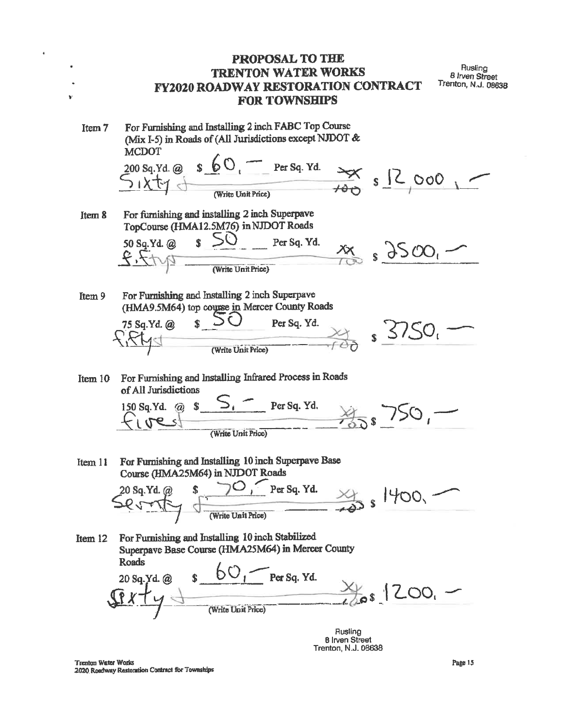# PROPOSAL TO THE TRENTON WATER WORKS FY2020 ROADWAY RESTORATION CONTRACT FOR TOWNSHIPS

Rusling
8 Irven Street
Trenton, N.J. 08638

**Item 7** For Furnishing and Installing 2 inch FABC Top Course (Mix I-5) in Roads of (All Jurisdictions except NJDOT & MCDOT

200 Sq.Yd. @ $ 60.— Per Sq. Yd. xx/100 $ 12,000.—

Sixty $ (Write Unit Price)

**Item 8** For furnishing and installing 2 inch Superpave TopCourse (HMA12.5M76) in NJDOT Roads

50 Sq.Yd. @ $ 50 Per Sq. Yd. xx/100 $ 2500.—

fifty (Write Unit Price)

**Item 9** For Furnishing and Installing 2 inch Superpave (HMA9.5M64) top course in Mercer County Roads

75 Sq.Yd. @ $ 50 Per Sq. Yd. xx/100 $ 3750.—

fifty $ (Write Unit Price)

**Item 10** For Furnishing and Installing Infrared Process in Roads of All Jurisdictions

150 Sq.Yd. @ $ 5.— Per Sq. Yd. xx/100 $ 750.—

five $ (Write Unit Price)

**Item 11** For Furnishing and Installing 10 inch Superpave Base Course (HMA25M64) in NJDOT Roads

20 Sq.Yd. @ $ 70.— Per Sq. Yd. xx/100 $ 1400.—

Seventy $ (Write Unit Price)

**Item 12** For Furnishing and Installing 10 inch Stabilized Superpave Base Course (HMA25M64) in Mercer County Roads

20 Sq.Yd. @ $ 60.— Per Sq. Yd. xx/100 $ 1200.—

Sixty $ (Write Unit Price)

Rusling
8 Irven Street
Trenton, N.J. 08638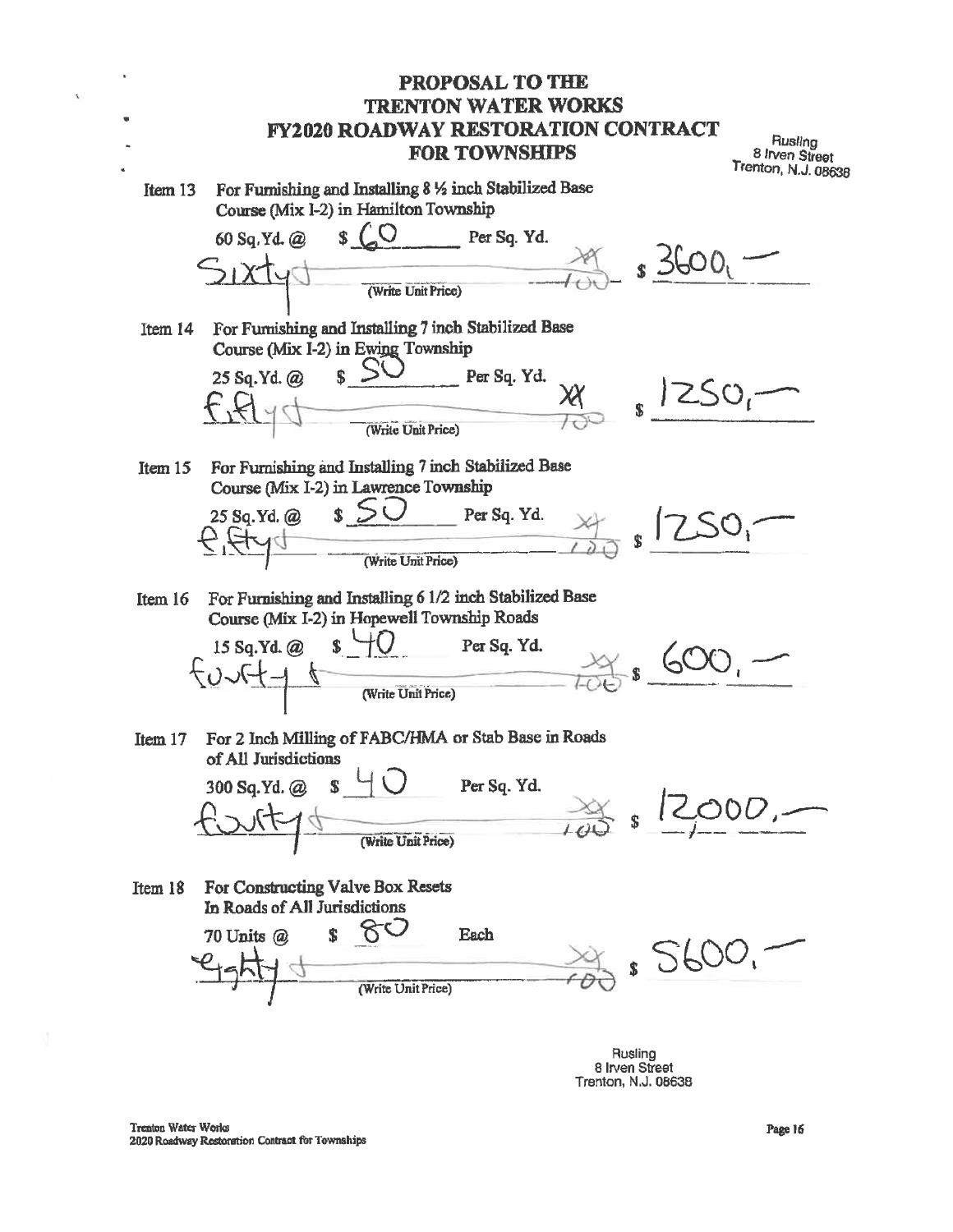# PROPOSAL TO THE TRENTON WATER WORKS FY2020 ROADWAY RESTORATION CONTRACT FOR TOWNSHIPS

Rusling
8 Irven Street
Trenton, N.J. 08638

**Item 13** For Furnishing and Installing 8 ½ inch Stabilized Base Course (Mix I-2) in Hamilton Township

60 Sq.Yd. @ $ 60 Per Sq. Yd.

Sixty $ xx/100 (Write Unit Price) $ 3600.—

**Item 14** For Furnishing and Installing 7 inch Stabilized Base Course (Mix I-2) in Ewing Township

25 Sq.Yd. @ $ 50 Per Sq. Yd.

Fifty $ xx/100 (Write Unit Price) $ 1250.—

**Item 15** For Furnishing and Installing 7 inch Stabilized Base Course (Mix I-2) in Lawrence Township

25 Sq.Yd. @ $ 50 Per Sq. Yd.

Fifty $ xx/100 (Write Unit Price) $ 1250.—

**Item 16** For Furnishing and Installing 6 1/2 inch Stabilized Base Course (Mix I-2) in Hopewell Township Roads

15 Sq.Yd. @ $ 40 Per Sq. Yd.

Fourty $ xx/100 (Write Unit Price) $ 600.—

**Item 17** For 2 Inch Milling of FABC/HMA or Stab Base in Roads of All Jurisdictions

300 Sq.Yd. @ $ 40 Per Sq. Yd.

Fourty $ xx/100 (Write Unit Price) $ 12,000.—

**Item 18** For Constructing Valve Box Resets In Roads of All Jurisdictions

70 Units @ $ 80 Each

Eighty $ xx/100 (Write Unit Price) $ 5600.—

Rusling
8 Irven Street
Trenton, N.J. 08638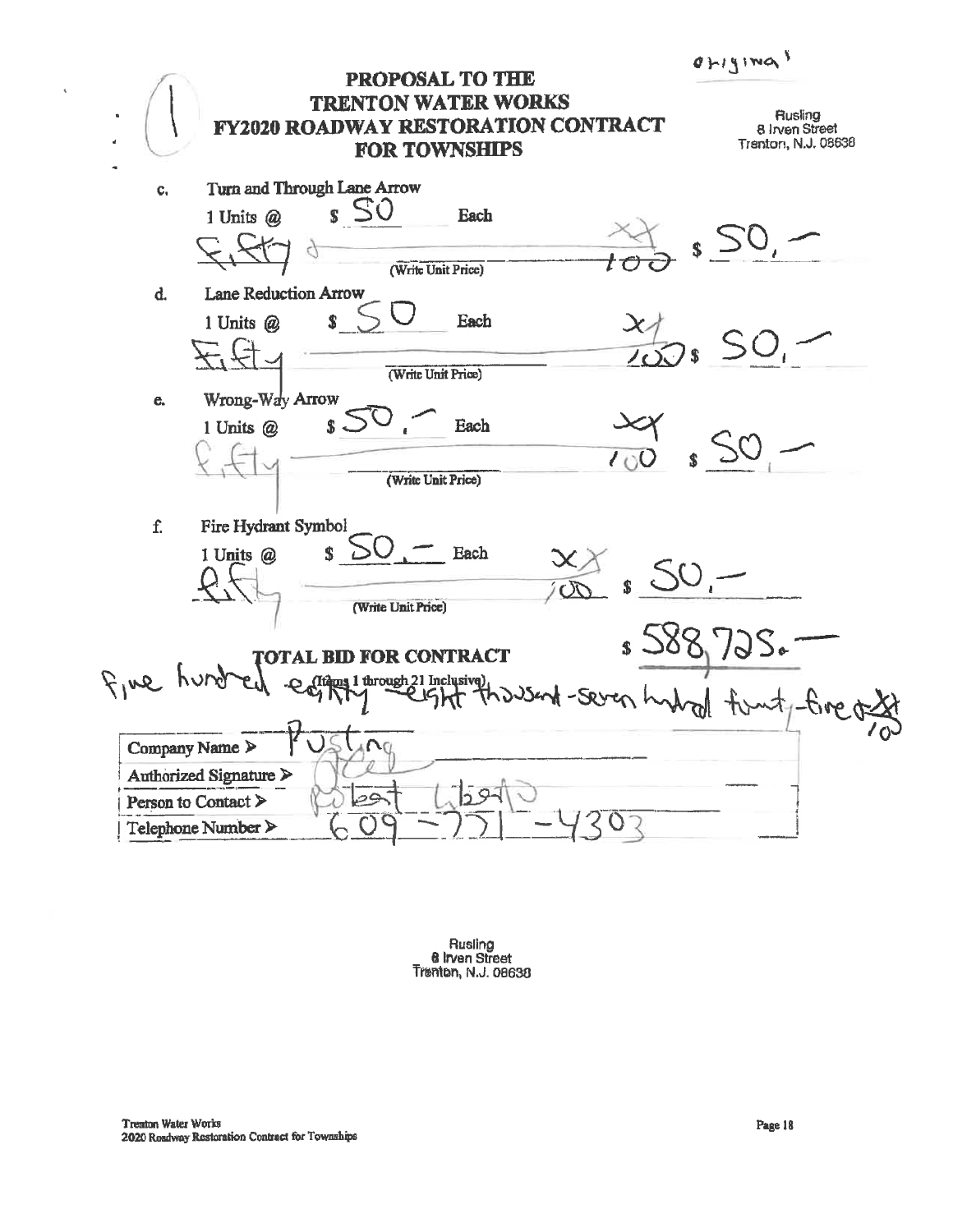original

# PROPOSAL TO THE TRENTON WATER WORKS FY2020 ROADWAY RESTORATION CONTRACT FOR TOWNSHIPS

Rusling
8 Irven Street
Trenton, N.J. 08638

c. Turn and Through Lane Arrow
1 Units @ $ 50 Each
Fifty xx/100 (Write Unit Price) $ 50,-

d. Lane Reduction Arrow
1 Units @ $ 50 Each
Fifty xx/100 (Write Unit Price) $ 50,-

e. Wrong-Way Arrow
1 Units @ $ 50,- Each
fifty xx/100 (Write Unit Price) $ 50,-

f. Fire Hydrant Symbol
1 Units @ $ 50,- Each
fifty xx/100 (Write Unit Price) $ 50,-

**TOTAL BID FOR CONTRACT** $ 588,725.-
(Items 1 through 21 Inclusive)
Five hundred eighty-eight thousand-seven hundred twenty-five xx/100

| | |
|---|---|
| Company Name > | Rusling |
| Authorized Signature > | |
| Person to Contact > | Robert Libretto |
| Telephone Number > | 609-771-4303 |

Rusling
8 Irven Street
Trenton, N.J. 08638

Trenton Water Works
2020 Roadway Restoration Contract for Townships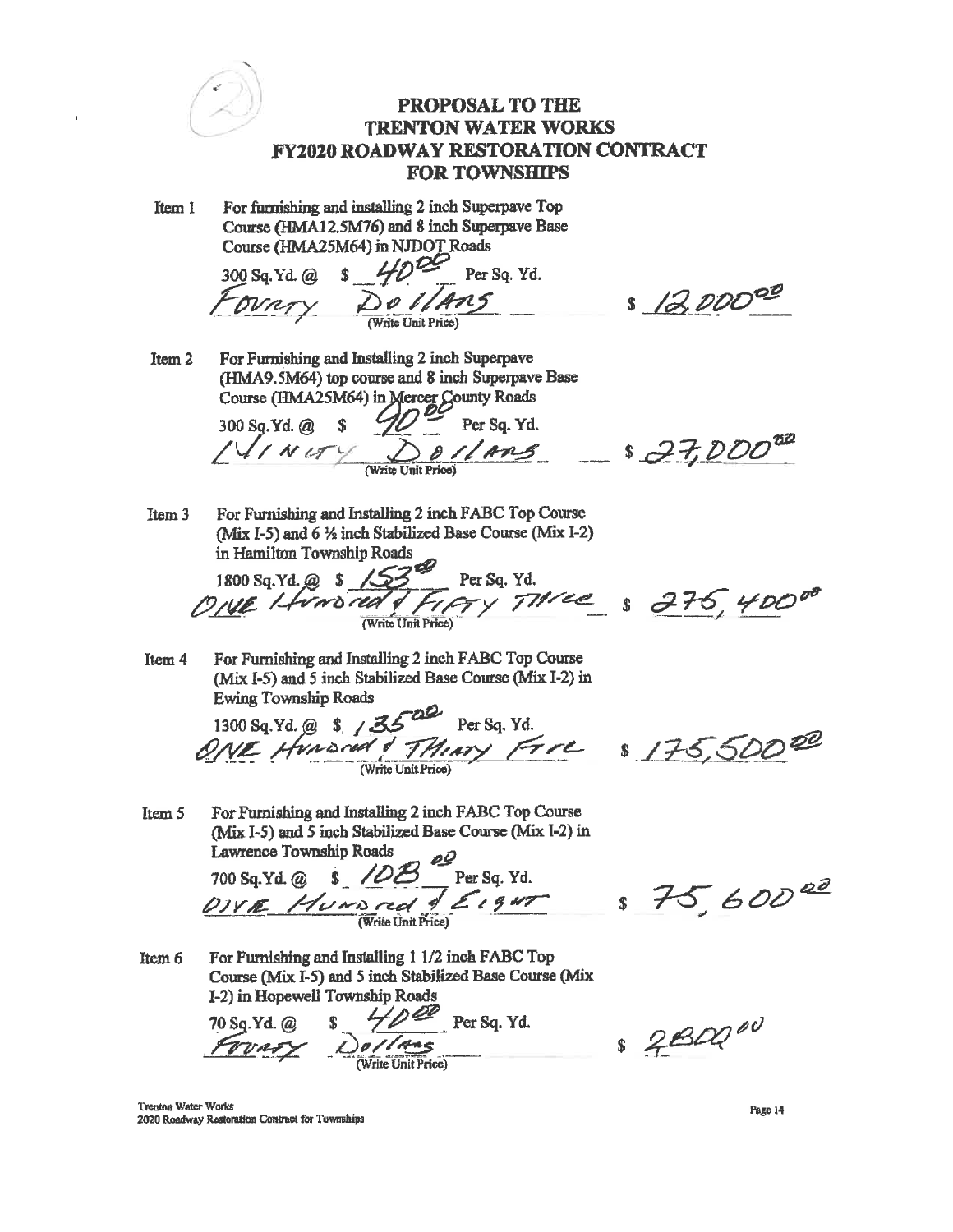(2)

# PROPOSAL TO THE TRENTON WATER WORKS FY2020 ROADWAY RESTORATION CONTRACT FOR TOWNSHIPS

**Item 1** For furnishing and installing 2 inch Superpave Top Course (HMA12.5M76) and 8 inch Superpave Base Course (HMA25M64) in NJDOT Roads

300 Sq.Yd. @ $ 40.00 Per Sq. Yd.
FOURTY Dollars (Write Unit Price) $ 12,000.00

**Item 2** For Furnishing and Installing 2 inch Superpave (HMA9.5M64) top course and 8 inch Superpave Base Course (HMA25M64) in Mercer County Roads

300 Sq.Yd. @ $ 90.00 Per Sq. Yd.
NINETY Dollars (Write Unit Price) $ 27,000.00

**Item 3** For Furnishing and Installing 2 inch FABC Top Course (Mix I-5) and 6 ½ inch Stabilized Base Course (Mix I-2) in Hamilton Township Roads

1800 Sq.Yd. @ $ 153.00 Per Sq. Yd.
ONE Hundred & Fifty Three (Write Unit Price) $ 275,400.00

**Item 4** For Furnishing and Installing 2 inch FABC Top Course (Mix I-5) and 5 inch Stabilized Base Course (Mix I-2) in Ewing Township Roads

1300 Sq.Yd. @ $ 135.00 Per Sq. Yd.
ONE Hundred & Thirty Five (Write Unit Price) $ 175,500.00

**Item 5** For Furnishing and Installing 2 inch FABC Top Course (Mix I-5) and 5 inch Stabilized Base Course (Mix I-2) in Lawrence Township Roads

700 Sq.Yd. @ $ 108.00 Per Sq. Yd.
ONE Hundred & Eight (Write Unit Price) $ 75,600.00

**Item 6** For Furnishing and Installing 1 1/2 inch FABC Top Course (Mix I-5) and 5 inch Stabilized Base Course (Mix I-2) in Hopewell Township Roads

70 Sq.Yd. @ $ 40.00 Per Sq. Yd.
FOURTY Dollars (Write Unit Price) $ 2800.00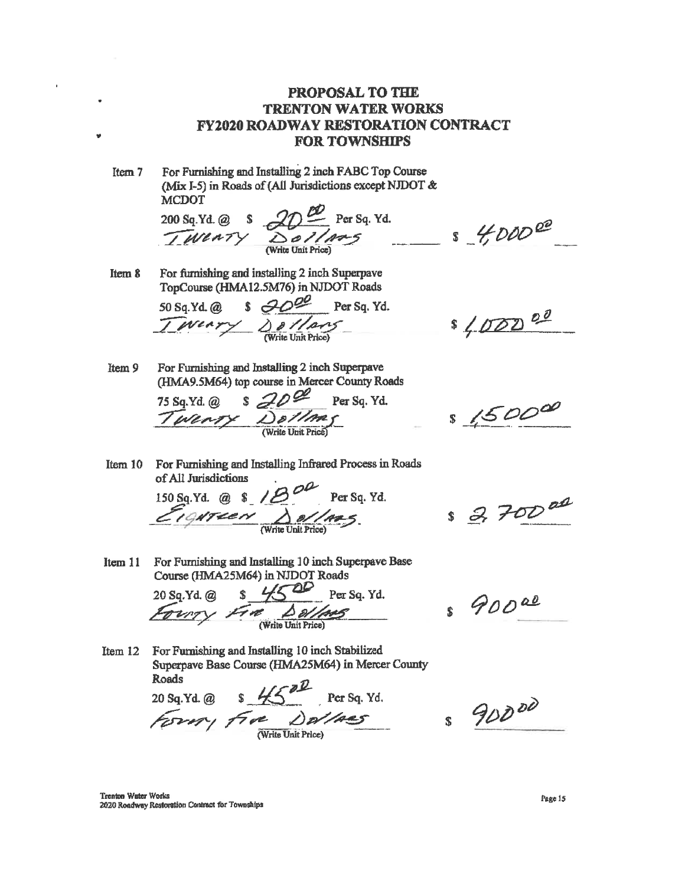# PROPOSAL TO THE TRENTON WATER WORKS FY2020 ROADWAY RESTORATION CONTRACT FOR TOWNSHIPS

**Item 7** For Furnishing and Installing 2 inch FABC Top Course (Mix I-5) in Roads of (All Jurisdictions except NJDOT & MCDOT

200 Sq.Yd. @ $ 20.00 Per Sq. Yd.

Twenty Dollars (Write Unit Price) — $ 4,000.00

**Item 8** For furnishing and installing 2 inch Superpave TopCourse (HMA12.5M76) in NJDOT Roads

50 Sq.Yd. @ $ 20.00 Per Sq. Yd.

Twenty Dollars (Write Unit Price) — $ 1,000.00

**Item 9** For Furnishing and Installing 2 inch Superpave (HMA9.5M64) top course in Mercer County Roads

75 Sq.Yd. @ $ 20.00 Per Sq. Yd.

Twenty Dollars (Write Unit Price) — $ 1500.00

**Item 10** For Furnishing and Installing Infrared Process in Roads of All Jurisdictions

150 Sq.Yd. @ $ 18.00 Per Sq. Yd.

Eighteen Dollars. (Write Unit Price) — $ 2,700.00

**Item 11** For Furnishing and Installing 10 inch Superpave Base Course (HMA25M64) in NJDOT Roads

20 Sq.Yd. @ $ 45.00 Per Sq. Yd.

Forty Five Dollars (Write Unit Price) — $ 900.00

**Item 12** For Furnishing and Installing 10 inch Stabilized Superpave Base Course (HMA25M64) in Mercer County Roads

20 Sq.Yd. @ $ 45.00 Per Sq. Yd.

Forty Five Dollars (Write Unit Price) — $ 900.00

Trenton Water Works
2020 Roadway Restoration Contract for Townships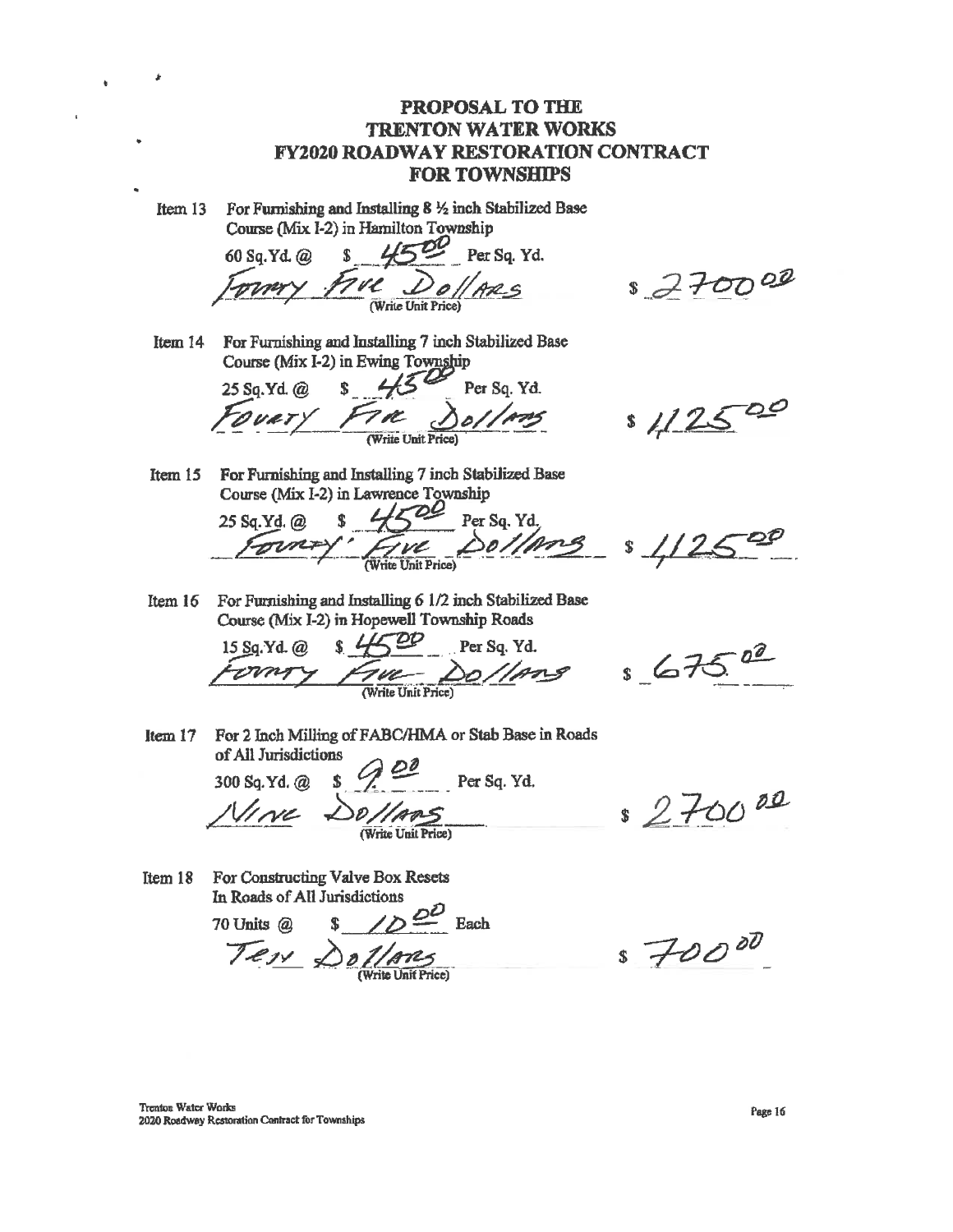# PROPOSAL TO THE TRENTON WATER WORKS FY2020 ROADWAY RESTORATION CONTRACT FOR TOWNSHIPS

**Item 13** For Furnishing and Installing 8 ½ inch Stabilized Base Course (Mix I-2) in Hamilton Township

60 Sq.Yd. @ $ 45.00 Per Sq. Yd.

Fourty Five Dollars (Write Unit Price) $ 2700.00

**Item 14** For Furnishing and Installing 7 inch Stabilized Base Course (Mix I-2) in Ewing Township

25 Sq.Yd. @ $ 45.00 Per Sq. Yd.

Fourty Five Dollars (Write Unit Price) $ 1125.00

**Item 15** For Furnishing and Installing 7 inch Stabilized Base Course (Mix I-2) in Lawrence Township

25 Sq.Yd. @ $ 45.00 Per Sq. Yd.

Fourty' Five Dollars (Write Unit Price) $ 1125.00

**Item 16** For Furnishing and Installing 6 1/2 inch Stabilized Base Course (Mix I-2) in Hopewell Township Roads

15 Sq.Yd. @ $ 45.00 Per Sq. Yd.

Fourty Five Dollars (Write Unit Price) $ 675.00

**Item 17** For 2 Inch Milling of FABC/HMA or Stab Base in Roads of All Jurisdictions

300 Sq.Yd. @ $ 9.00 Per Sq. Yd.

Nine Dollars (Write Unit Price) $ 2700.00

**Item 18** For Constructing Valve Box Resets In Roads of All Jurisdictions

70 Units @ $ 10.00 Each

Ten Dollars (Write Unit Price) $ 700.00

Trenton Water Works
2020 Roadway Restoration Contract for Townships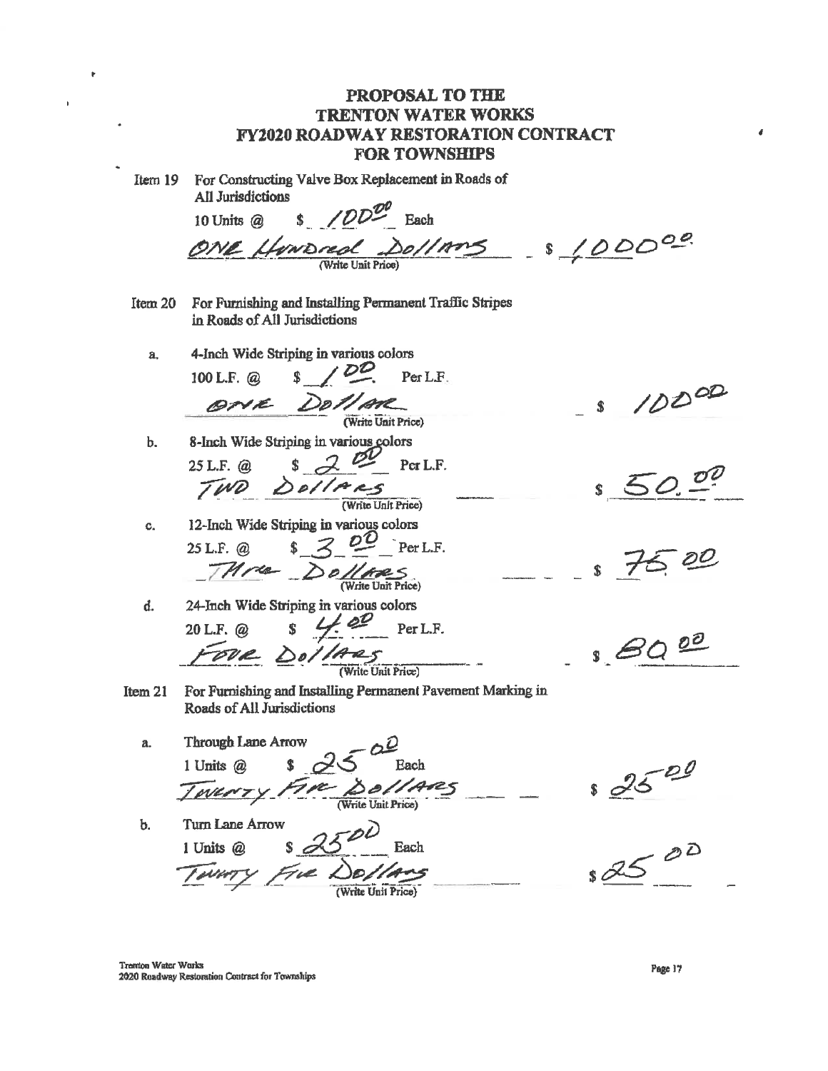# PROPOSAL TO THE TRENTON WATER WORKS FY2020 ROADWAY RESTORATION CONTRACT FOR TOWNSHIPS

**Item 19** For Constructing Valve Box Replacement in Roads of All Jurisdictions

10 Units @ $ 100.00 Each

ONE Hundred Dollars (Write Unit Price) $ 1000.00

**Item 20** For Furnishing and Installing Permanent Traffic Stripes in Roads of All Jurisdictions

a. 4-Inch Wide Striping in various colors

100 L.F. @ $ 1.00 Per L.F.

ONE Dollar (Write Unit Price) $ 100.00

b. 8-Inch Wide Striping in various colors

25 L.F. @ $ 2.00 Per L.F.

TWO Dollars (Write Unit Price) $ 50.00

c. 12-Inch Wide Striping in various colors

25 L.F. @ $ 3.00 Per L.F.

Three Dollars (Write Unit Price) $ 75.00

d. 24-Inch Wide Striping in various colors

20 L.F. @ $ 4.00 Per L.F.

FOUR Dollars (Write Unit Price) $ 80.00

**Item 21** For Furnishing and Installing Permanent Pavement Marking in Roads of All Jurisdictions

a. Through Lane Arrow

1 Units @ $ 25.00 Each

TWENTY FIVE Dollars (Write Unit Price) $ 25.00

b. Turn Lane Arrow

1 Units @ $ 25.00 Each

TWENTY FIVE Dollars (Write Unit Price) $ 25.00

Trenton Water Works
2020 Roadway Restoration Contract for Townships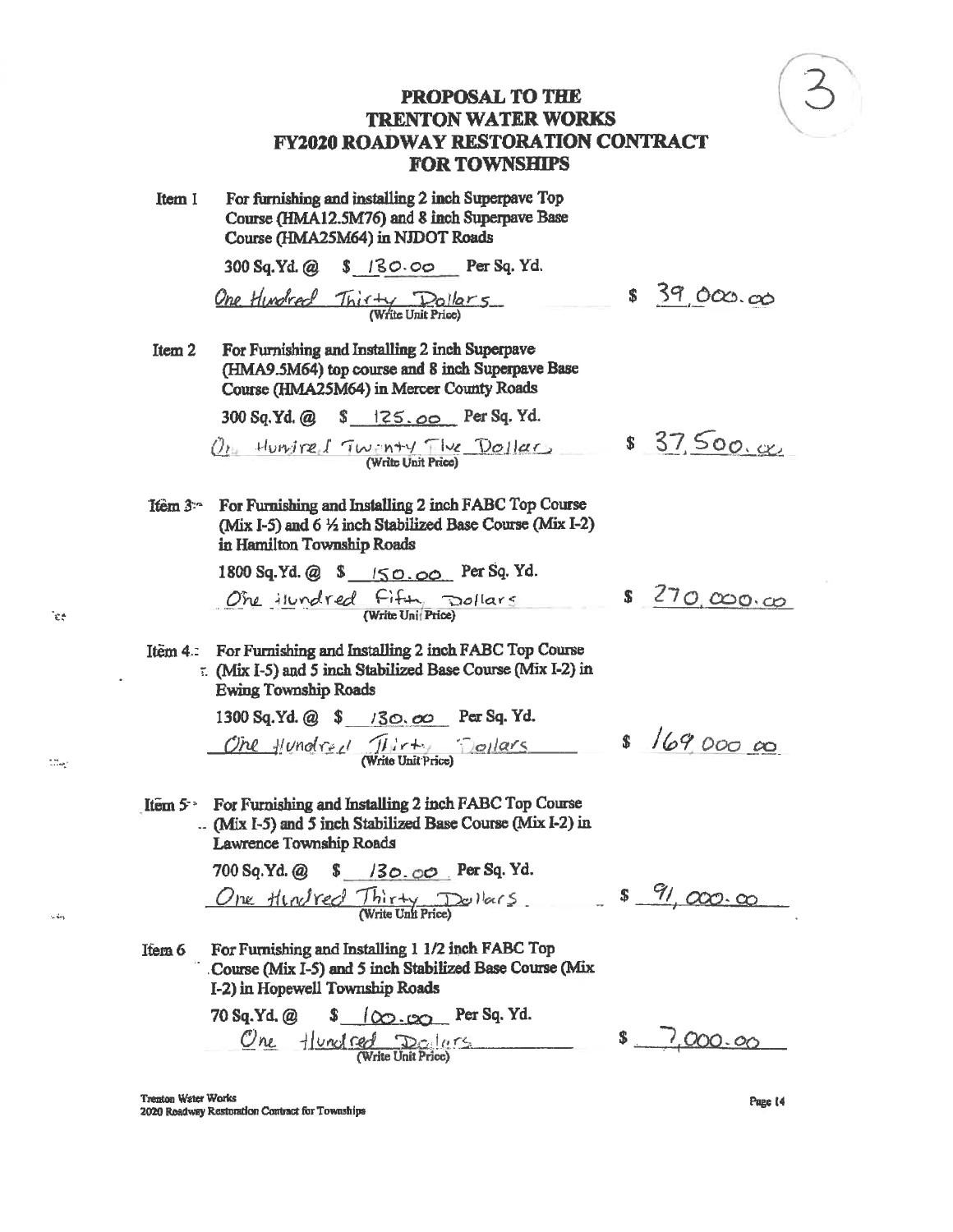3

# PROPOSAL TO THE TRENTON WATER WORKS FY2020 ROADWAY RESTORATION CONTRACT FOR TOWNSHIPS

**Item 1** For furnishing and installing 2 inch Superpave Top Course (HMA12.5M76) and 8 inch Superpave Base Course (HMA25M64) in NJDOT Roads

300 Sq.Yd. @ $ 130.00 Per Sq. Yd.

One Hundred Thirty Dollars (Write Unit Price) $ 39,000.00

**Item 2** For Furnishing and Installing 2 inch Superpave (HMA9.5M64) top course and 8 inch Superpave Base Course (HMA25M64) in Mercer County Roads

300 Sq.Yd. @ $ 125.00 Per Sq. Yd.

One Hundred Twenty Five Dollars (Write Unit Price) $ 37,500.00

**Item 3** For Furnishing and Installing 2 inch FABC Top Course (Mix I-5) and 6 ½ inch Stabilized Base Course (Mix I-2) in Hamilton Township Roads

1800 Sq.Yd. @ $ 150.00 Per Sq. Yd.

One Hundred Fifty Dollars (Write Unit Price) $ 270,000.00

**Item 4** For Furnishing and Installing 2 inch FABC Top Course (Mix I-5) and 5 inch Stabilized Base Course (Mix I-2) in Ewing Township Roads

1300 Sq.Yd. @ $ 130.00 Per Sq. Yd.

One Hundred Thirty Dollars (Write Unit Price) $ 169,000.00

**Item 5** For Furnishing and Installing 2 inch FABC Top Course (Mix I-5) and 5 inch Stabilized Base Course (Mix I-2) in Lawrence Township Roads

700 Sq.Yd. @ $ 130.00 Per Sq. Yd.

One Hundred Thirty Dollars (Write Unit Price) $ 91,000.00

**Item 6** For Furnishing and Installing 1 1/2 inch FABC Top Course (Mix I-5) and 5 inch Stabilized Base Course (Mix I-2) in Hopewell Township Roads

70 Sq.Yd. @ $ 100.00 Per Sq. Yd.

One Hundred Dollars (Write Unit Price) $ 7,000.00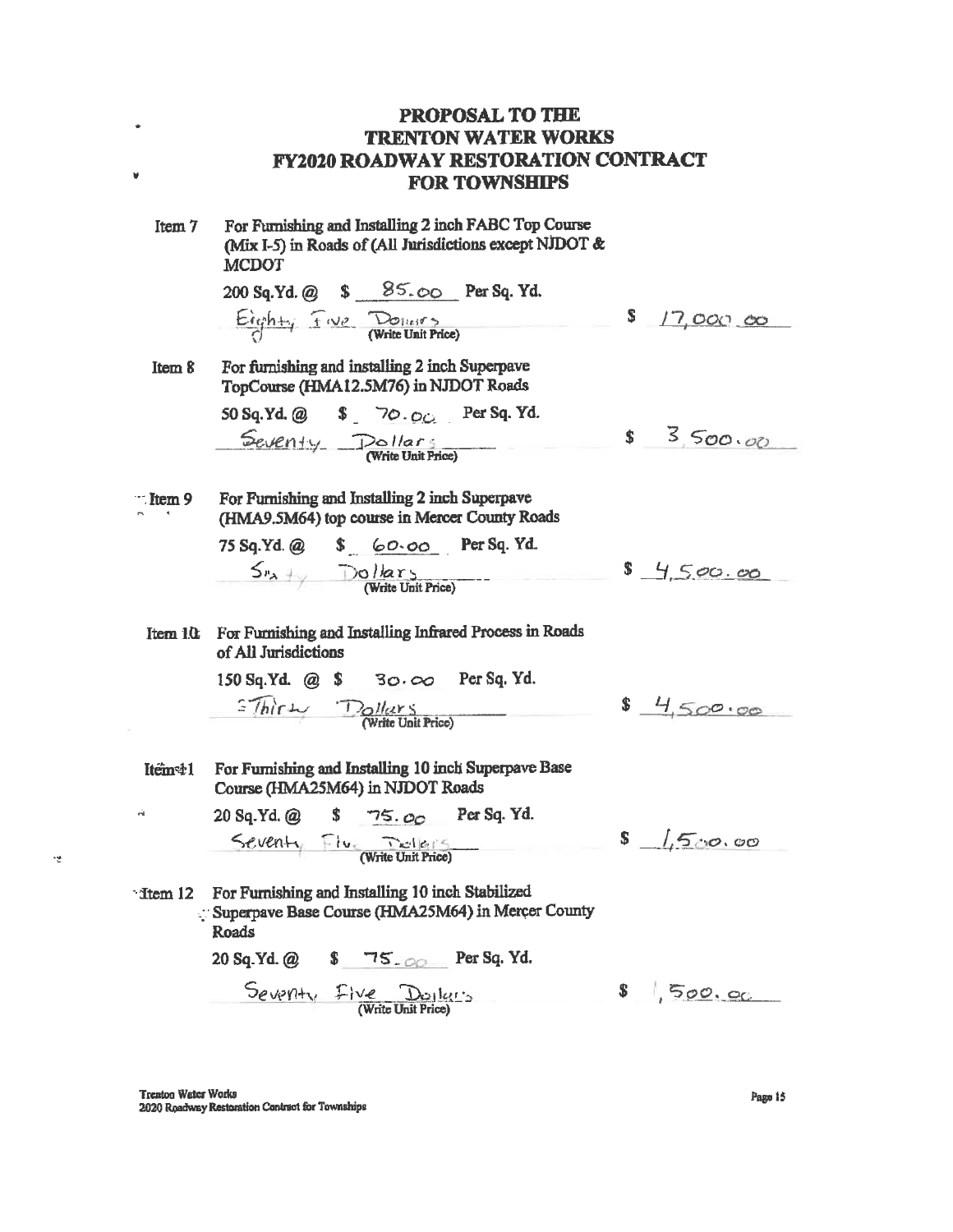# PROPOSAL TO THE TRENTON WATER WORKS FY2020 ROADWAY RESTORATION CONTRACT FOR TOWNSHIPS

**Item 7** For Furnishing and Installing 2 inch FABC Top Course (Mix I-5) in Roads of (All Jurisdictions except NJDOT & MCDOT

200 Sq.Yd. @ $ 85.00 Per Sq. Yd.

Eighty Five Dollars (Write Unit Price) $ 17,000.00

**Item 8** For furnishing and installing 2 inch Superpave TopCourse (HMA12.5M76) in NJDOT Roads

50 Sq.Yd. @ $ 70.00 Per Sq. Yd.

Seventy Dollars (Write Unit Price) $ 3,500.00

**Item 9** For Furnishing and Installing 2 inch Superpave (HMA9.5M64) top course in Mercer County Roads

75 Sq.Yd. @ $ 60.00 Per Sq. Yd.

Sixty Dollars (Write Unit Price) $ 4,500.00

**Item 10** For Furnishing and Installing Infrared Process in Roads of All Jurisdictions

150 Sq.Yd. @ $ 30.00 Per Sq. Yd.

Thirty Dollars (Write Unit Price) $ 4,500.00

**Item 11** For Furnishing and Installing 10 inch Superpave Base Course (HMA25M64) in NJDOT Roads

20 Sq.Yd. @ $ 75.00 Per Sq. Yd.

Seventy Five Dollars (Write Unit Price) $ 1,500.00

**Item 12** For Furnishing and Installing 10 inch Stabilized Superpave Base Course (HMA25M64) in Mercer County Roads

20 Sq.Yd. @ $ 75.00 Per Sq. Yd.

Seventy Five Dollars (Write Unit Price) $ 1,500.00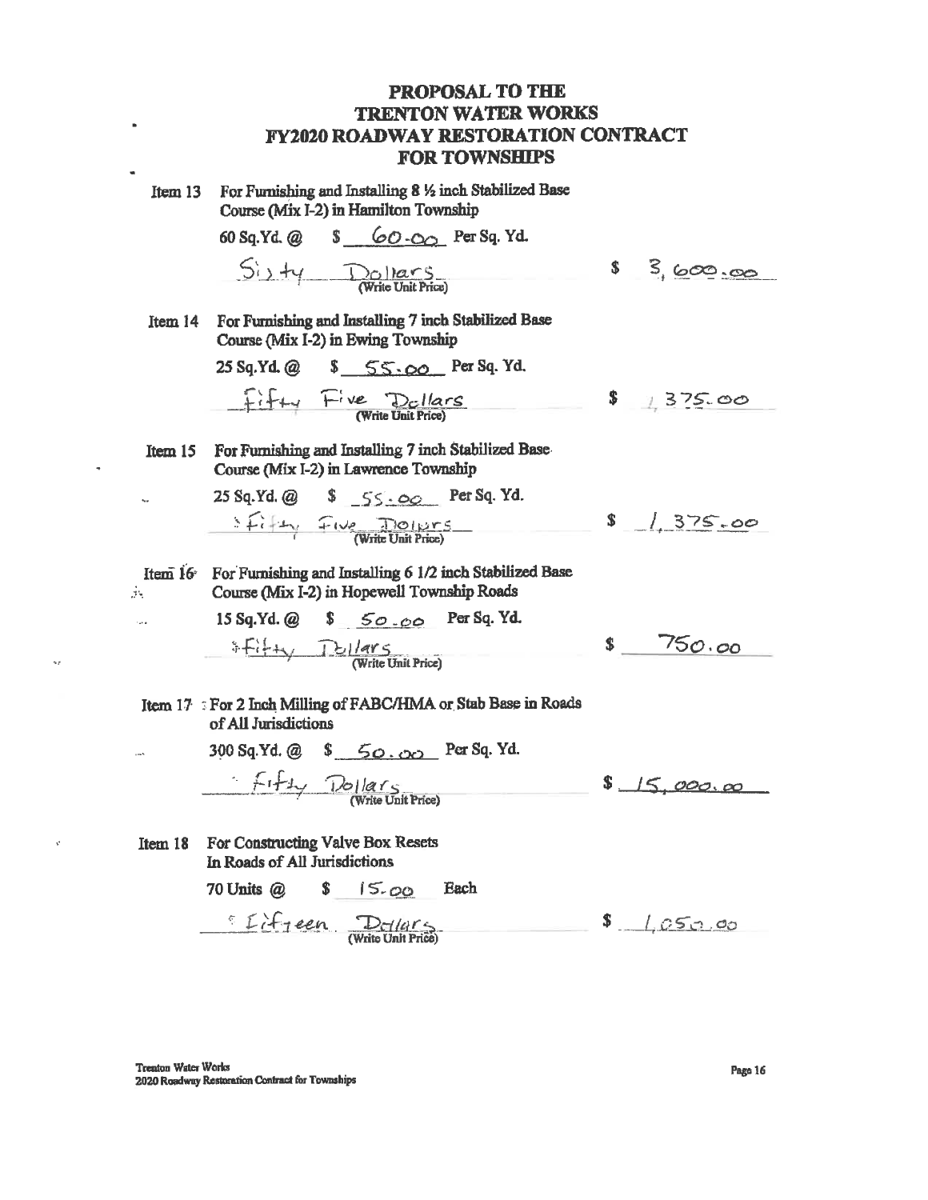# PROPOSAL TO THE TRENTON WATER WORKS FY2020 ROADWAY RESTORATION CONTRACT FOR TOWNSHIPS

**Item 13** For Furnishing and Installing 8 ½ inch Stabilized Base Course (Mix I-2) in Hamilton Township

60 Sq.Yd. @ $ 60.00 Per Sq. Yd.

Sixty Dollars (Write Unit Price) $ 3,600.00

**Item 14** For Furnishing and Installing 7 inch Stabilized Base Course (Mix I-2) in Ewing Township

25 Sq.Yd. @ $ 55.00 Per Sq. Yd.

Fifty Five Dollars (Write Unit Price) $ 1,375.00

**Item 15** For Furnishing and Installing 7 inch Stabilized Base Course (Mix I-2) in Lawrence Township

25 Sq.Yd. @ $ 55.00 Per Sq. Yd.

Fifty Five Dollars (Write Unit Price) $ 1,375.00

**Item 16** For Furnishing and Installing 6 1/2 inch Stabilized Base Course (Mix I-2) in Hopewell Township Roads

15 Sq.Yd. @ $ 50.00 Per Sq. Yd.

Fifty Dollars (Write Unit Price) $ 750.00

**Item 17** For 2 Inch Milling of FABC/HMA or Stab Base in Roads of All Jurisdictions

300 Sq.Yd. @ $ 50.00 Per Sq. Yd.

Fifty Dollars (Write Unit Price) $ 15,000.00

**Item 18** For Constructing Valve Box Resets In Roads of All Jurisdictions

70 Units @ $ 15.00 Each

Fifteen Dollars (Write Unit Price) $ 1,050.00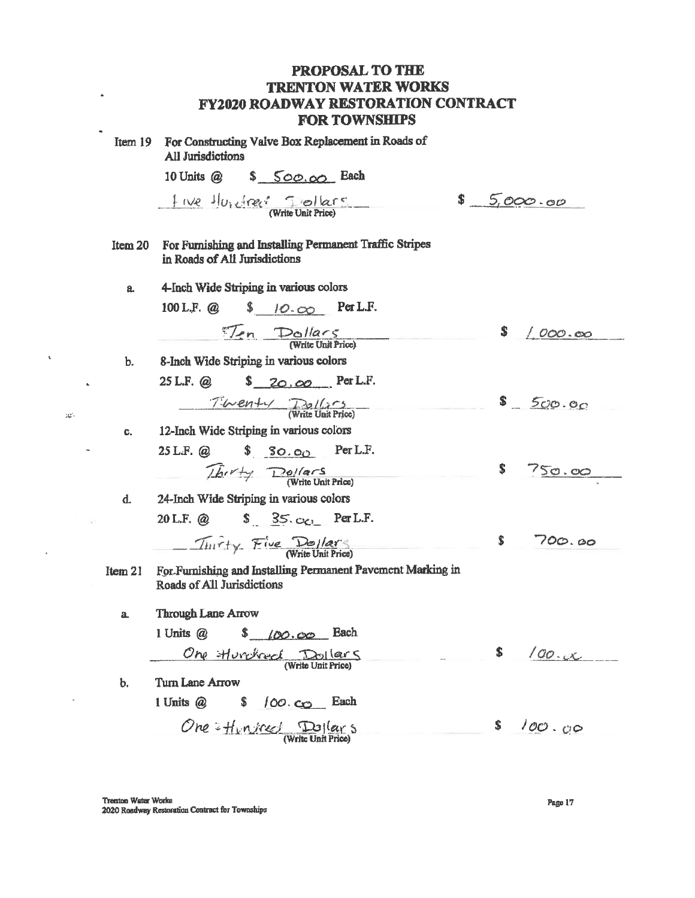# PROPOSAL TO THE
# TRENTON WATER WORKS
# FY2020 ROADWAY RESTORATION CONTRACT
# FOR TOWNSHIPS

**Item 19** **For Constructing Valve Box Replacement in Roads of All Jurisdictions**

10 Units @ $ 500.00 Each

Five Hundred Dollars (Write Unit Price) — $ 5,000.00

**Item 20** **For Furnishing and Installing Permanent Traffic Stripes in Roads of All Jurisdictions**

a. 4-Inch Wide Striping in various colors

100 L.F. @ $ 10.00 Per L.F.

Ten Dollars (Write Unit Price) — $ 1,000.00

b. 8-Inch Wide Striping in various colors

25 L.F. @ $ 20.00 Per L.F.

Twenty Dollars (Write Unit Price) — $ 500.00

c. 12-Inch Wide Striping in various colors

25 L.F. @ $ 30.00 Per L.F.

Thirty Dollars (Write Unit Price) — $ 750.00

d. 24-Inch Wide Striping in various colors

20 L.F. @ $ 35.00 Per L.F.

Thirty Five Dollars (Write Unit Price) — $ 700.00

**Item 21** **For Furnishing and Installing Permanent Pavement Marking in Roads of All Jurisdictions**

a. Through Lane Arrow

1 Units @ $ 100.00 Each

One Hundred Dollars (Write Unit Price) — $ 100.00

b. Turn Lane Arrow

1 Units @ $ 100.00 Each

One Hundred Dollars (Write Unit Price) — $ 100.00

Trenton Water Works
2020 Roadway Restoration Contract for Townships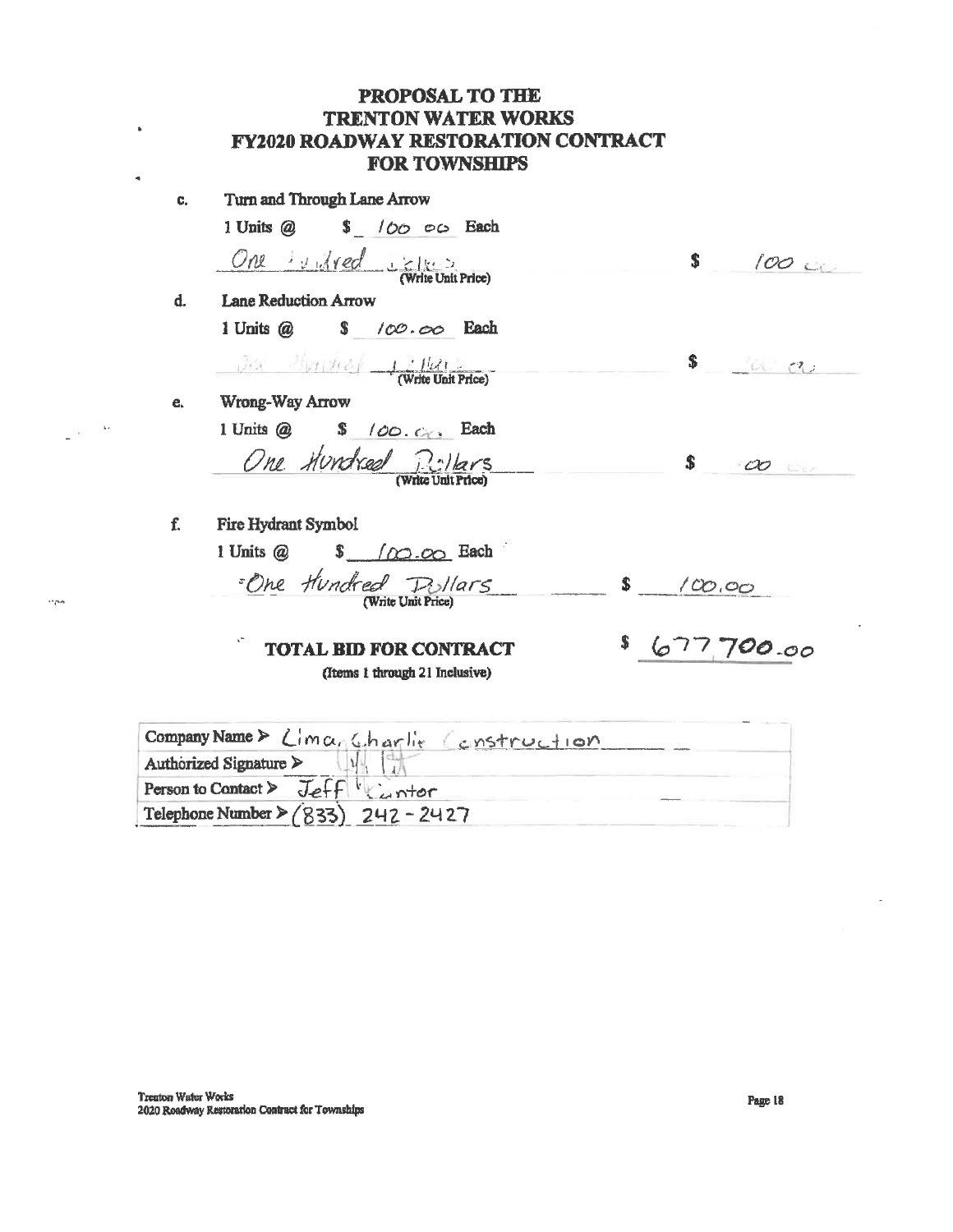# PROPOSAL TO THE TRENTON WATER WORKS FY2020 ROADWAY RESTORATION CONTRACT FOR TOWNSHIPS

c. Turn and Through Lane Arrow

1 Units @ $ 100 00 Each

One Hundred Dollars (Write Unit Price) $ 100 00

d. Lane Reduction Arrow

1 Units @ $ 100.00 Each

One Hundred Dollars (Write Unit Price) $ 100 00

e. Wrong-Way Arrow

1 Units @ $ 100.00 Each

One Hundred Dollars (Write Unit Price) $ 100 00

f. Fire Hydrant Symbol

1 Units @ $ 100.00 Each

One Hundred Dollars (Write Unit Price) $ 100.00

**TOTAL BID FOR CONTRACT** $ 677,700.00

(Items 1 through 21 Inclusive)

| | |
|---|---|
| Company Name ➢ | Lima Charlie Construction |
| Authorized Signature ➢ | |
| Person to Contact ➢ | Jeff Cantor |
| Telephone Number ➢ | (833) 242-2427 |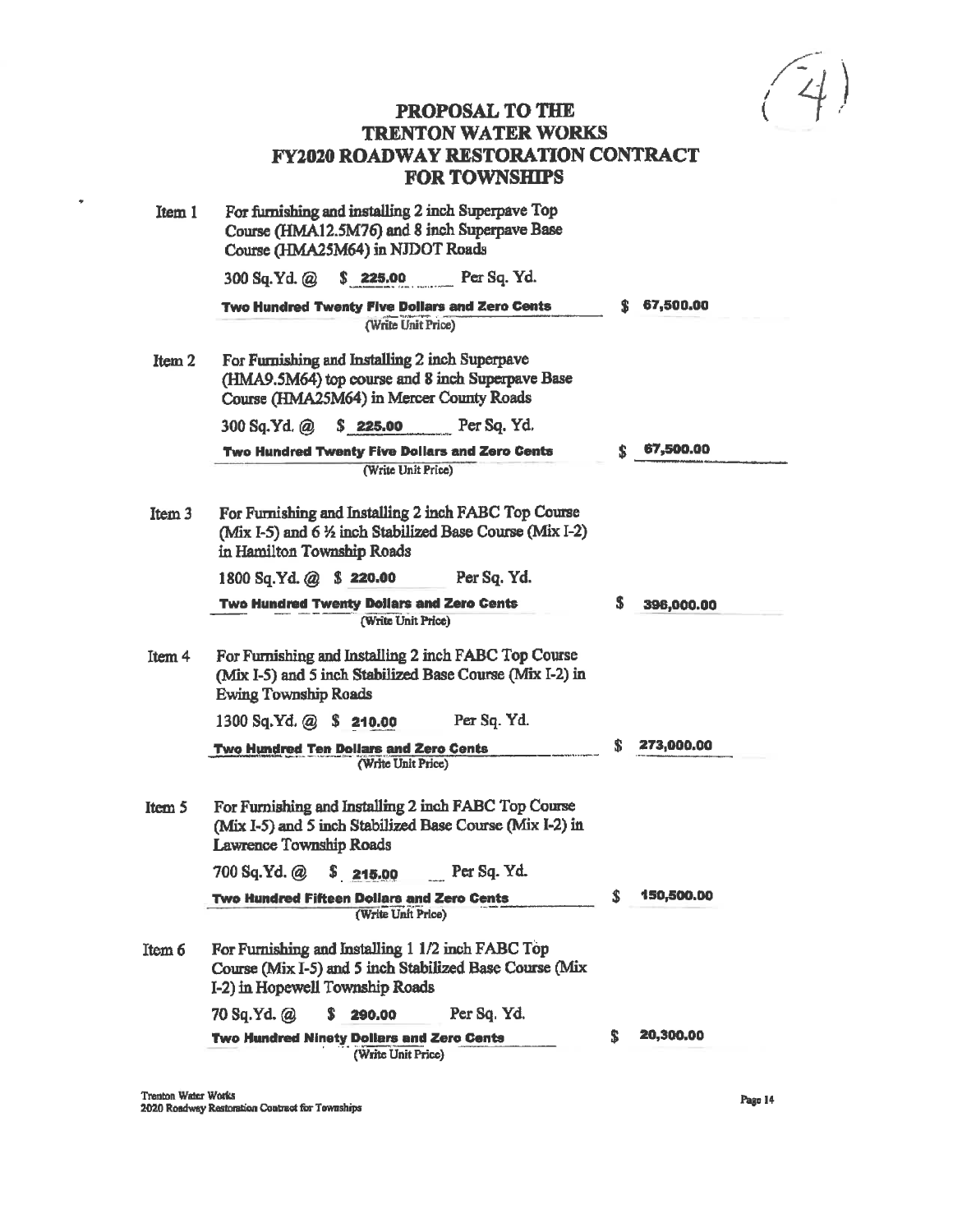(4)

# PROPOSAL TO THE TRENTON WATER WORKS FY2020 ROADWAY RESTORATION CONTRACT FOR TOWNSHIPS

**Item 1** For furnishing and installing 2 inch Superpave Top Course (HMA12.5M76) and 8 inch Superpave Base Course (HMA25M64) in NJDOT Roads

300 Sq.Yd. @ $ 225.00 Per Sq. Yd.

Two Hundred Twenty Five Dollars and Zero Cents — $ 67,500.00
(Write Unit Price)

**Item 2** For Furnishing and Installing 2 inch Superpave (HMA9.5M64) top course and 8 inch Superpave Base Course (HMA25M64) in Mercer County Roads

300 Sq.Yd. @ $ 225.00 Per Sq. Yd.

Two Hundred Twenty Five Dollars and Zero Cents — $ 67,500.00
(Write Unit Price)

**Item 3** For Furnishing and Installing 2 inch FABC Top Course (Mix I-5) and 6 ½ inch Stabilized Base Course (Mix I-2) in Hamilton Township Roads

1800 Sq.Yd. @ $ 220.00 Per Sq. Yd.

Two Hundred Twenty Dollars and Zero Cents — $ 396,000.00
(Write Unit Price)

**Item 4** For Furnishing and Installing 2 inch FABC Top Course (Mix I-5) and 5 inch Stabilized Base Course (Mix I-2) in Ewing Township Roads

1300 Sq.Yd. @ $ 210.00 Per Sq. Yd.

Two Hundred Ten Dollars and Zero Cents — $ 273,000.00
(Write Unit Price)

**Item 5** For Furnishing and Installing 2 inch FABC Top Course (Mix I-5) and 5 inch Stabilized Base Course (Mix I-2) in Lawrence Township Roads

700 Sq.Yd. @ $ 215.00 Per Sq. Yd.

Two Hundred Fifteen Dollars and Zero Cents — $ 150,500.00
(Write Unit Price)

**Item 6** For Furnishing and Installing 1 1/2 inch FABC Top Course (Mix I-5) and 5 inch Stabilized Base Course (Mix I-2) in Hopewell Township Roads

70 Sq.Yd. @ $ 290.00 Per Sq. Yd.

Two Hundred Ninety Dollars and Zero Cents — $ 20,300.00
(Write Unit Price)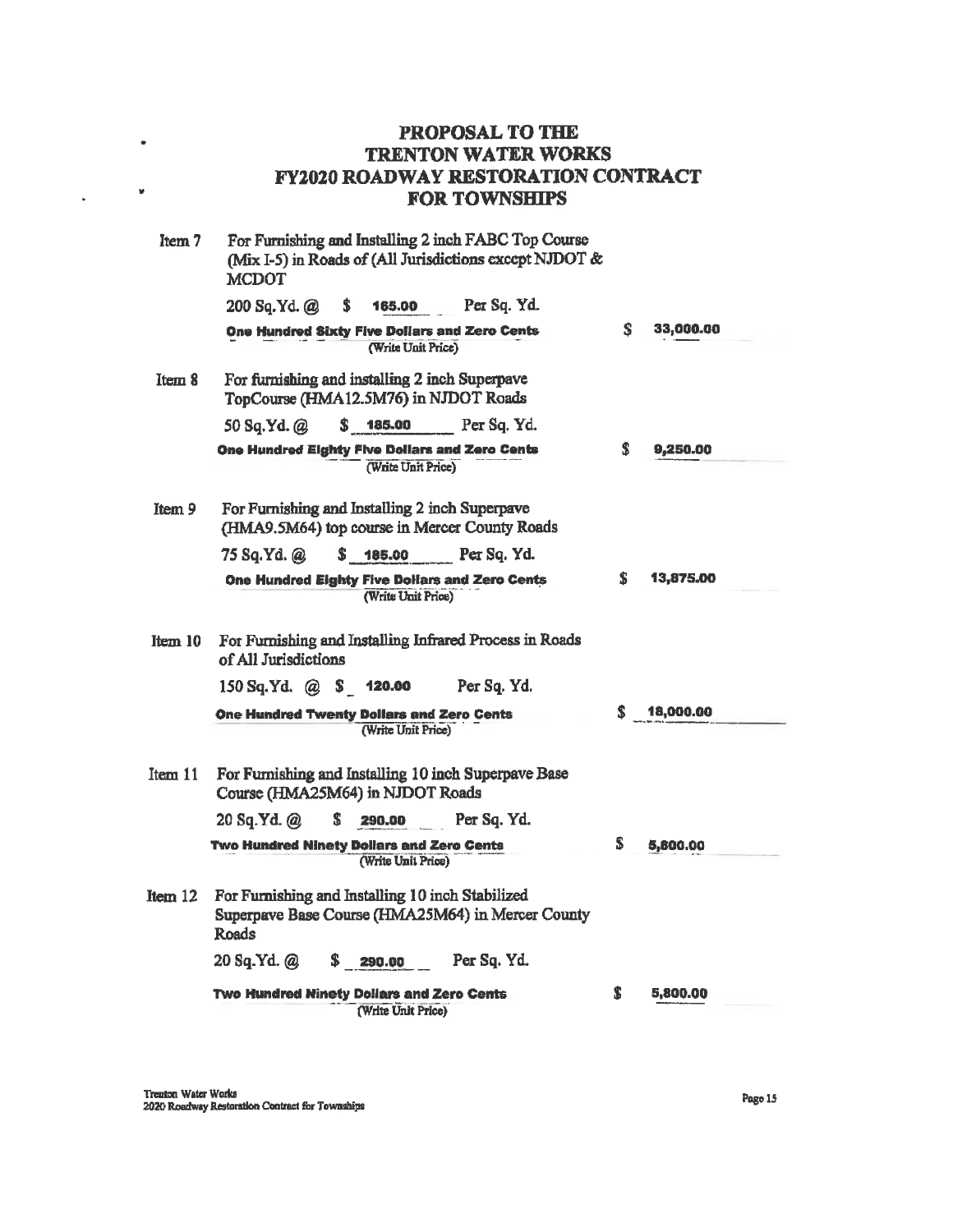# PROPOSAL TO THE TRENTON WATER WORKS FY2020 ROADWAY RESTORATION CONTRACT FOR TOWNSHIPS

**Item 7** For Furnishing and Installing 2 inch FABC Top Course (Mix I-5) in Roads of (All Jurisdictions except NJDOT & MCDOT

200 Sq.Yd. @ $ **165.00** Per Sq. Yd.

**One Hundred Sixty Five Dollars and Zero Cents** $ **33,000.00**
(Write Unit Price)

**Item 8** For furnishing and installing 2 inch Superpave TopCourse (HMA12.5M76) in NJDOT Roads

50 Sq.Yd. @ $ **185.00** Per Sq. Yd.

**One Hundred Eighty Five Dollars and Zero Cents** $ **9,250.00**
(Write Unit Price)

**Item 9** For Furnishing and Installing 2 inch Superpave (HMA9.5M64) top course in Mercer County Roads

75 Sq.Yd. @ $ **185.00** Per Sq. Yd.

**One Hundred Eighty Five Dollars and Zero Cents** $ **13,875.00**
(Write Unit Price)

**Item 10** For Furnishing and Installing Infrared Process in Roads of All Jurisdictions

150 Sq.Yd. @ $ **120.00** Per Sq. Yd.

**One Hundred Twenty Dollars and Zero Cents** $ **18,000.00**
(Write Unit Price)

**Item 11** For Furnishing and Installing 10 inch Superpave Base Course (HMA25M64) in NJDOT Roads

20 Sq.Yd. @ $ **290.00** Per Sq. Yd.

**Two Hundred Ninety Dollars and Zero Cents** $ **5,800.00**
(Write Unit Price)

**Item 12** For Furnishing and Installing 10 inch Stabilized Superpave Base Course (HMA25M64) in Mercer County Roads

20 Sq.Yd. @ $ **290.00** Per Sq. Yd.

**Two Hundred Ninety Dollars and Zero Cents** $ **5,800.00**
(Write Unit Price)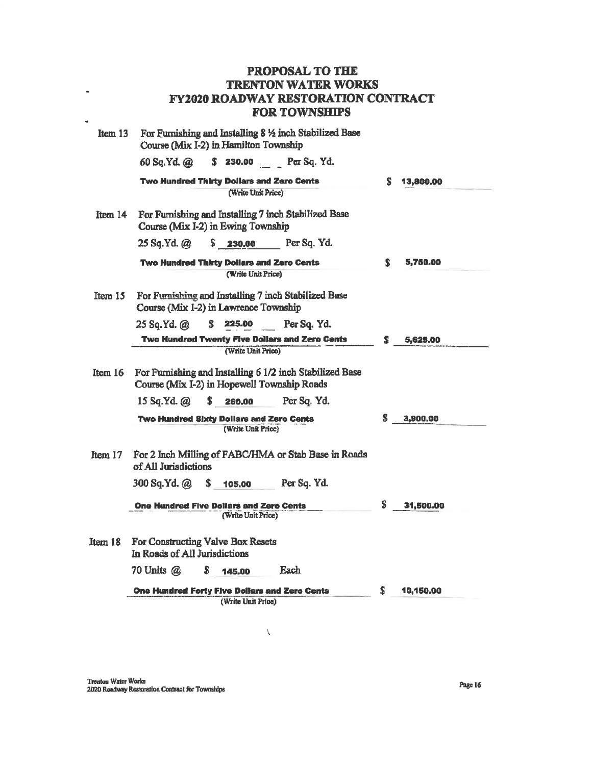# PROPOSAL TO THE TRENTON WATER WORKS FY2020 ROADWAY RESTORATION CONTRACT FOR TOWNSHIPS

**Item 13** For Furnishing and Installing 8 ½ inch Stabilized Base Course (Mix I-2) in Hamilton Township

60 Sq.Yd. @ $ **230.00** Per Sq. Yd.

**Two Hundred Thirty Dollars and Zero Cents** (Write Unit Price) $ **13,800.00**

**Item 14** For Furnishing and Installing 7 inch Stabilized Base Course (Mix I-2) in Ewing Township

25 Sq.Yd. @ $ **230.00** Per Sq. Yd.

**Two Hundred Thirty Dollars and Zero Cents** (Write Unit Price) $ **5,750.00**

**Item 15** For Furnishing and Installing 7 inch Stabilized Base Course (Mix I-2) in Lawrence Township

25 Sq.Yd. @ $ **225.00** Per Sq. Yd.

**Two Hundred Twenty Five Dollars and Zero Cents** (Write Unit Price) $ **5,625.00**

**Item 16** For Furnishing and Installing 6 1/2 inch Stabilized Base Course (Mix I-2) in Hopewell Township Roads

15 Sq.Yd. @ $ **260.00** Per Sq. Yd.

**Two Hundred Sixty Dollars and Zero Cents** (Write Unit Price) $ **3,900.00**

**Item 17** For 2 Inch Milling of FABC/HMA or Stab Base in Roads of All Jurisdictions

300 Sq.Yd. @ $ **105.00** Per Sq. Yd.

**One Hundred Five Dollars and Zero Cents** (Write Unit Price) $ **31,500.00**

**Item 18** For Constructing Valve Box Resets In Roads of All Jurisdictions

70 Units @ $ **145.00** Each

**One Hundred Forty Five Dollars and Zero Cents** (Write Unit Price) $ **10,150.00**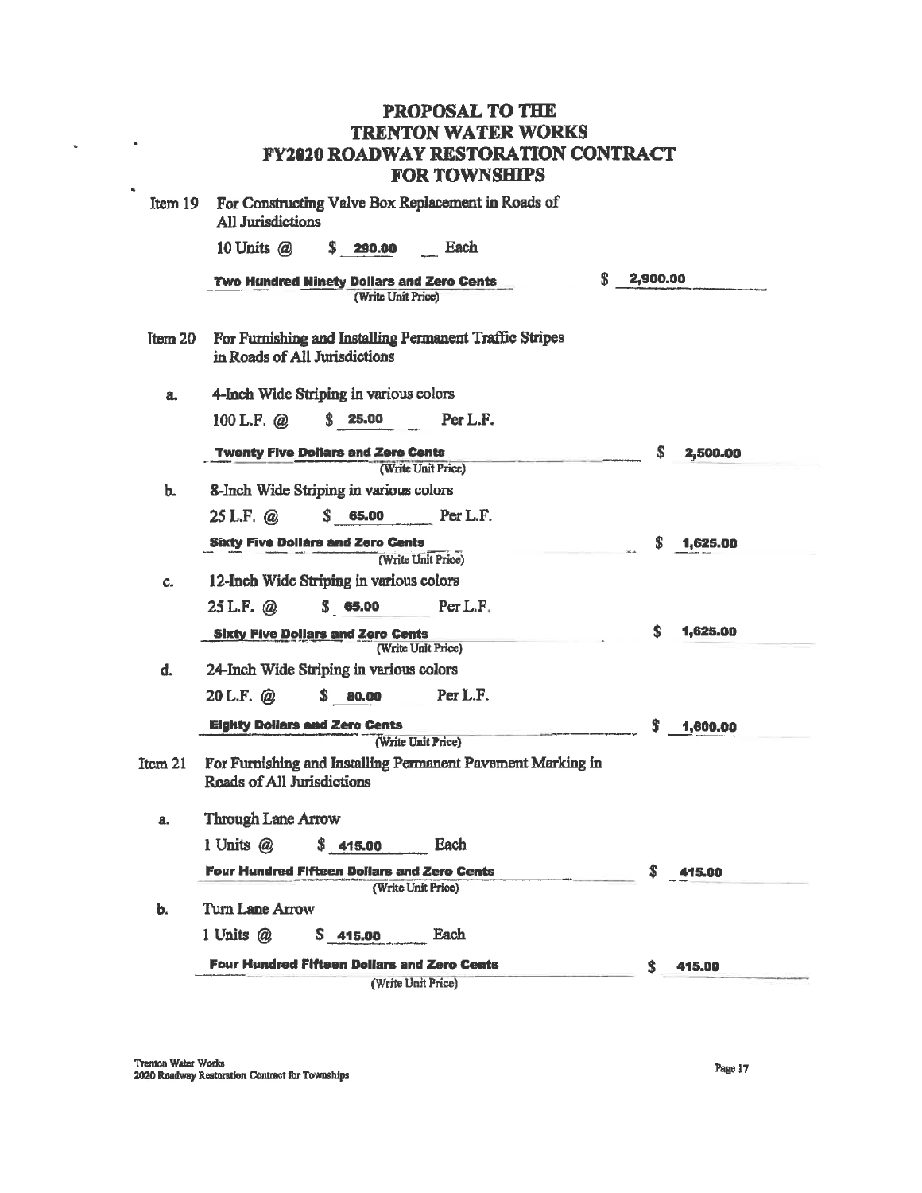# PROPOSAL TO THE TRENTON WATER WORKS FY2020 ROADWAY RESTORATION CONTRACT FOR TOWNSHIPS

Item 19 For Constructing Valve Box Replacement in Roads of All Jurisdictions

10 Units @ $ 290.00 Each

Two Hundred Ninety Dollars and Zero Cents (Write Unit Price) $ 2,900.00

Item 20 For Furnishing and Installing Permanent Traffic Stripes in Roads of All Jurisdictions

a. 4-Inch Wide Striping in various colors

100 L.F. @ $ 25.00 Per L.F.

Twenty Five Dollars and Zero Cents (Write Unit Price) $ 2,500.00

b. 8-Inch Wide Striping in various colors

25 L.F. @ $ 65.00 Per L.F.

Sixty Five Dollars and Zero Cents (Write Unit Price) $ 1,625.00

c. 12-Inch Wide Striping in various colors

25 L.F. @ $ 65.00 Per L.F.

Sixty Five Dollars and Zero Cents (Write Unit Price) $ 1,625.00

d. 24-Inch Wide Striping in various colors

20 L.F. @ $ 80.00 Per L.F.

Eighty Dollars and Zero Cents (Write Unit Price) $ 1,600.00

Item 21 For Furnishing and Installing Permanent Pavement Marking in Roads of All Jurisdictions

a. Through Lane Arrow

1 Units @ $ 415.00 Each

Four Hundred Fifteen Dollars and Zero Cents (Write Unit Price) $ 415.00

b. Turn Lane Arrow

1 Units @ $ 415.00 Each

Four Hundred Fifteen Dollars and Zero Cents (Write Unit Price) $ 415.00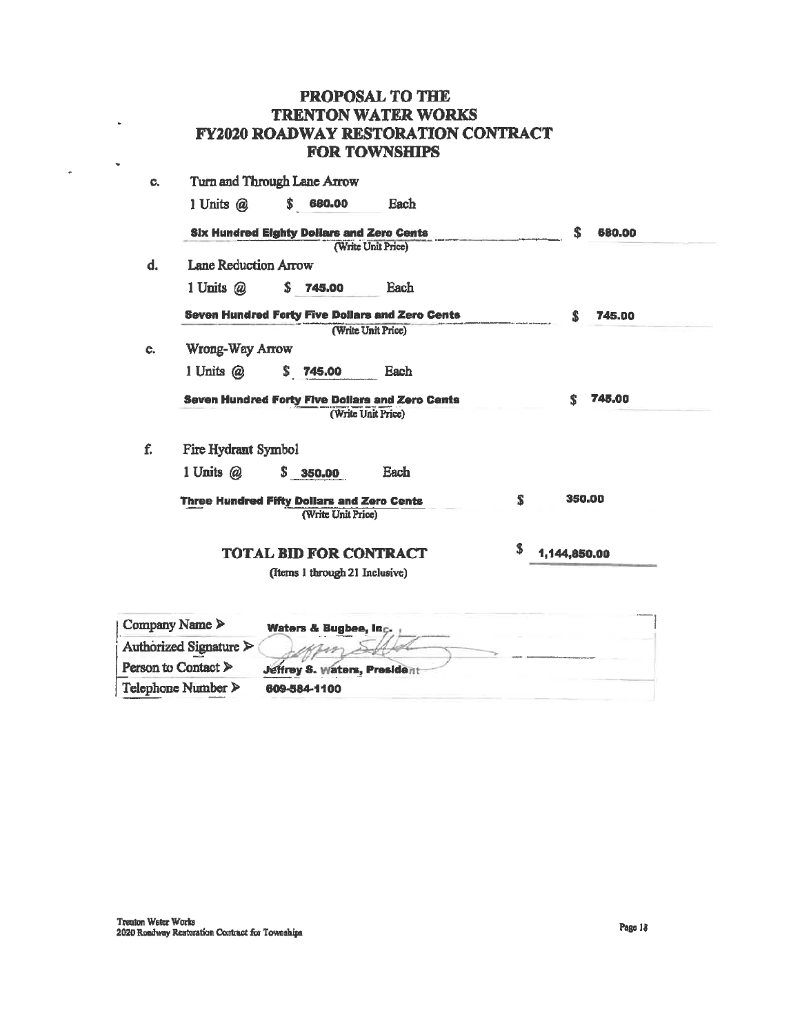# PROPOSAL TO THE TRENTON WATER WORKS FY2020 ROADWAY RESTORATION CONTRACT FOR TOWNSHIPS

c. Turn and Through Lane Arrow

1 Units @ $ 680.00 Each

**Six Hundred Eighty Dollars and Zero Cents** $ 680.00

(Write Unit Price)

d. Lane Reduction Arrow

1 Units @ $ 745.00 Each

**Seven Hundred Forty Five Dollars and Zero Cents** $ 745.00

(Write Unit Price)

e. Wrong-Way Arrow

1 Units @ $ 745.00 Each

**Seven Hundred Forty Five Dollars and Zero Cents** $ 745.00

(Write Unit Price)

f. Fire Hydrant Symbol

1 Units @ $ 350.00 Each

**Three Hundred Fifty Dollars and Zero Cents** $ 350.00

(Write Unit Price)

**TOTAL BID FOR CONTRACT** $ 1,144,850.00

(Items 1 through 21 Inclusive)

| | |
|---|---|
| Company Name ➤ | Waters & Bugbee, Inc. |
| Authorized Signature ➤ | *(signature)* |
| Person to Contact ➤ | Jeffrey S. Waters, President |
| Telephone Number ➤ | 609-584-1100 |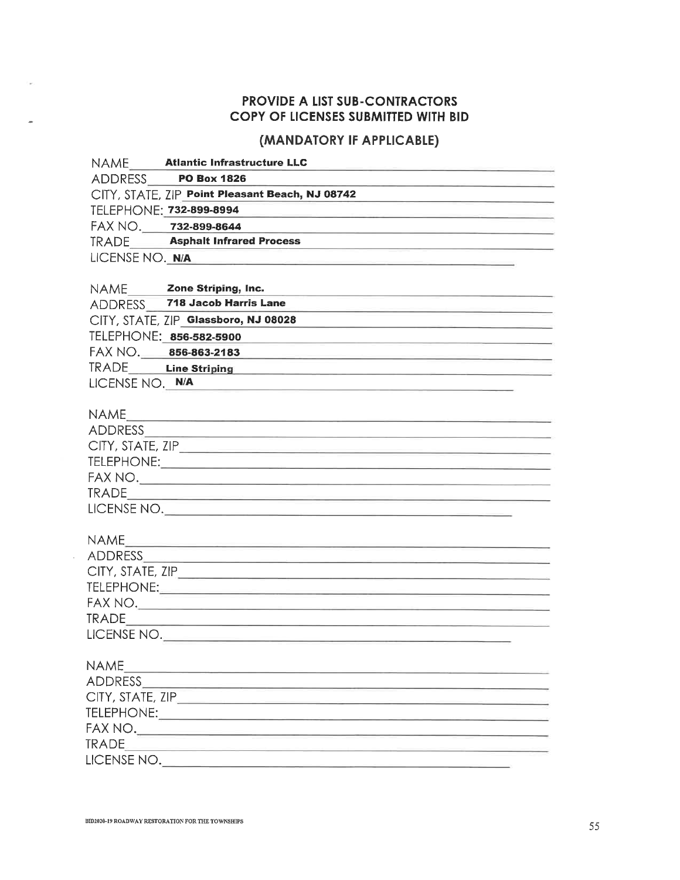## PROVIDE A LIST SUB-CONTRACTORS COPY OF LICENSES SUBMITTED WITH BID

## (MANDATORY IF APPLICABLE)

NAME **Atlantic Infrastructure LLC**
ADDRESS **PO Box 1826**
CITY, STATE, ZIP **Point Pleasant Beach, NJ 08742**
TELEPHONE: **732-899-8994**
FAX NO. **732-899-8644**
TRADE **Asphalt Infrared Process**
LICENSE NO. **N/A**

NAME **Zone Striping, Inc.**
ADDRESS **718 Jacob Harris Lane**
CITY, STATE, ZIP **Glassboro, NJ 08028**
TELEPHONE: **856-582-5900**
FAX NO. **856-863-2183**
TRADE **Line Striping**
LICENSE NO. **N/A**

NAME ______________________
ADDRESS ______________________
CITY, STATE, ZIP ______________________
TELEPHONE: ______________________
FAX NO. ______________________
TRADE ______________________
LICENSE NO. ______________________

NAME ______________________
ADDRESS ______________________
CITY, STATE, ZIP ______________________
TELEPHONE: ______________________
FAX NO. ______________________
TRADE ______________________
LICENSE NO. ______________________

NAME ______________________
ADDRESS ______________________
CITY, STATE, ZIP ______________________
TELEPHONE: ______________________
FAX NO. ______________________
TRADE ______________________
LICENSE NO. ______________________

BID2020-19 ROADWAY RESTORATION FOR THE TOWNSHIPS